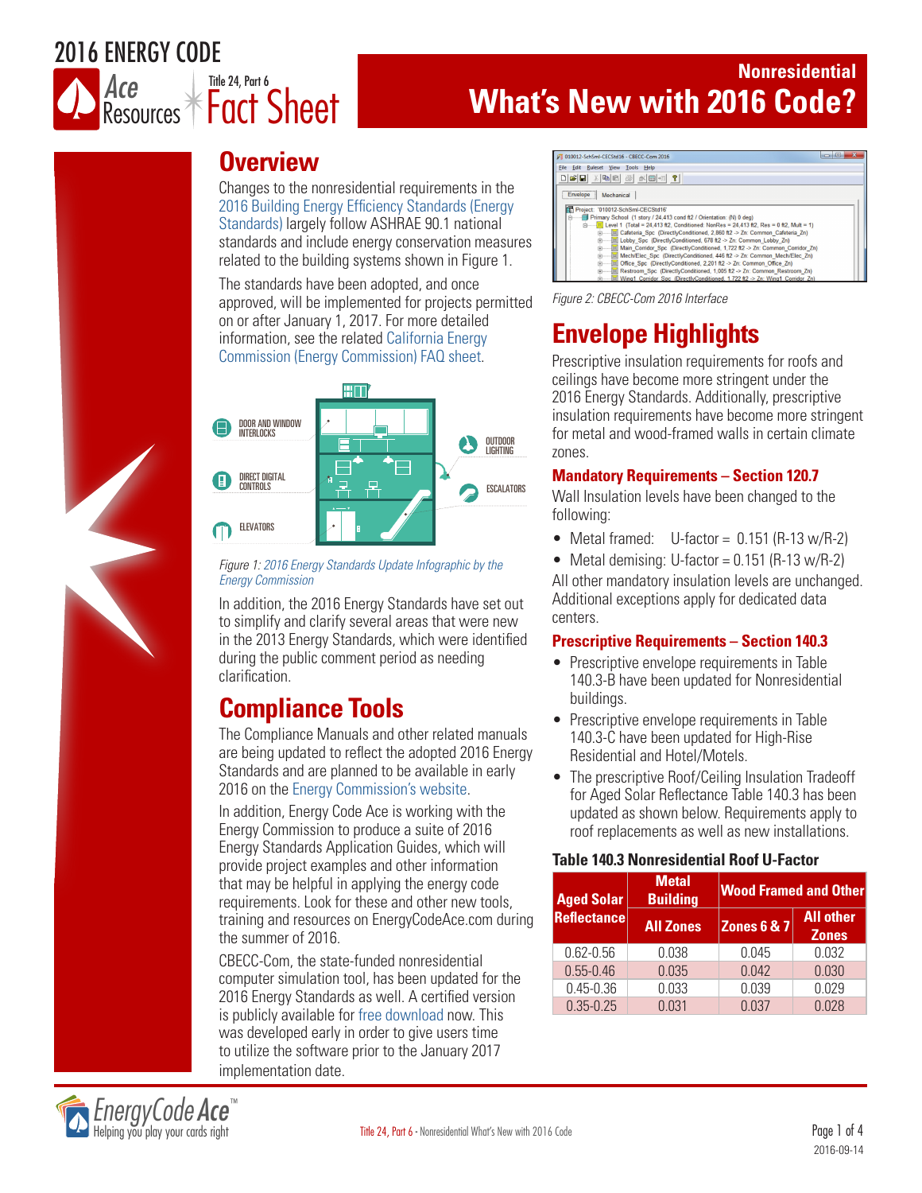# 2016 ENERGY CODE

Ace Resources | Title 24, Part 6 Fact Sheet

## Nonresidential

# What's New with 2016 Code?

## Overview

Changes to the nonresidential requirements in the 2016 Building Energy Efficiency Standards (Energy Standards) largely follow ASHRAE 90.1 national standards and include energy conservation measures related to the building systems shown in Figure 1.

The standards have been adopted, and once approved, will be implemented for projects permitted on or after January 1, 2017. For more detailed information, see the related California Energy Commission (Energy Commission) FAQ sheet.

*Figure 1: 2016 Energy Standards Update Infographic by the Energy Commission*

In addition, the 2016 Energy Standards have set out to simplify and clarify several areas that were new in the 2013 Energy Standards, which were identified during the public comment period as needing clarification.

## Compliance Tools

The Compliance Manuals and other related manuals are being updated to reflect the adopted 2016 Energy Standards and are planned to be available in early 2016 on the Energy Commission's website.

In addition, Energy Code Ace is working with the Energy Commission to produce a suite of 2016 Energy Standards Application Guides, which will provide project examples and other information that may be helpful in applying the energy code requirements. Look for these and other new tools, training and resources on EnergyCodeAce.com during the summer of 2016.

CBECC-Com, the state-funded nonresidential computer simulation tool, has been updated for the 2016 Energy Standards as well. A certified version is publicly available for free download now. This was developed early in order to give users time to utilize the software prior to the January 2017 implementation date.

*Figure 2: CBECC-Com 2016 Interface*

## Envelope Highlights

Prescriptive insulation requirements for roofs and ceilings have become more stringent under the 2016 Energy Standards. Additionally, prescriptive insulation requirements have become more stringent for metal and wood-framed walls in certain climate zones.

### Mandatory Requirements – Section 120.7

Wall Insulation levels have been changed to the following:

- Metal framed: U-factor = 0.151 (R-13 w/R-2)
- Metal demising: U-factor = 0.151 (R-13 w/R-2)

All other mandatory insulation levels are unchanged. Additional exceptions apply for dedicated data centers.

### Prescriptive Requirements – Section 140.3

- Prescriptive envelope requirements in Table 140.3-B have been updated for Nonresidential buildings.
- Prescriptive envelope requirements in Table 140.3-C have been updated for High-Rise Residential and Hotel/Motels.
- The prescriptive Roof/Ceiling Insulation Tradeoff for Aged Solar Reflectance Table 140.3 has been updated as shown below. Requirements apply to roof replacements as well as new installations.

**Table 140.3 Nonresidential Roof U-Factor**

| Aged Solar Reflectance | Metal Building | Wood Framed and Other | |
|---|---|---|---|
| | All Zones | Zones 6 & 7 | All other Zones |
| 0.62-0.56 | 0.038 | 0.045 | 0.032 |
| 0.55-0.46 | 0.035 | 0.042 | 0.030 |
| 0.45-0.36 | 0.033 | 0.039 | 0.029 |
| 0.35-0.25 | 0.031 | 0.037 | 0.028 |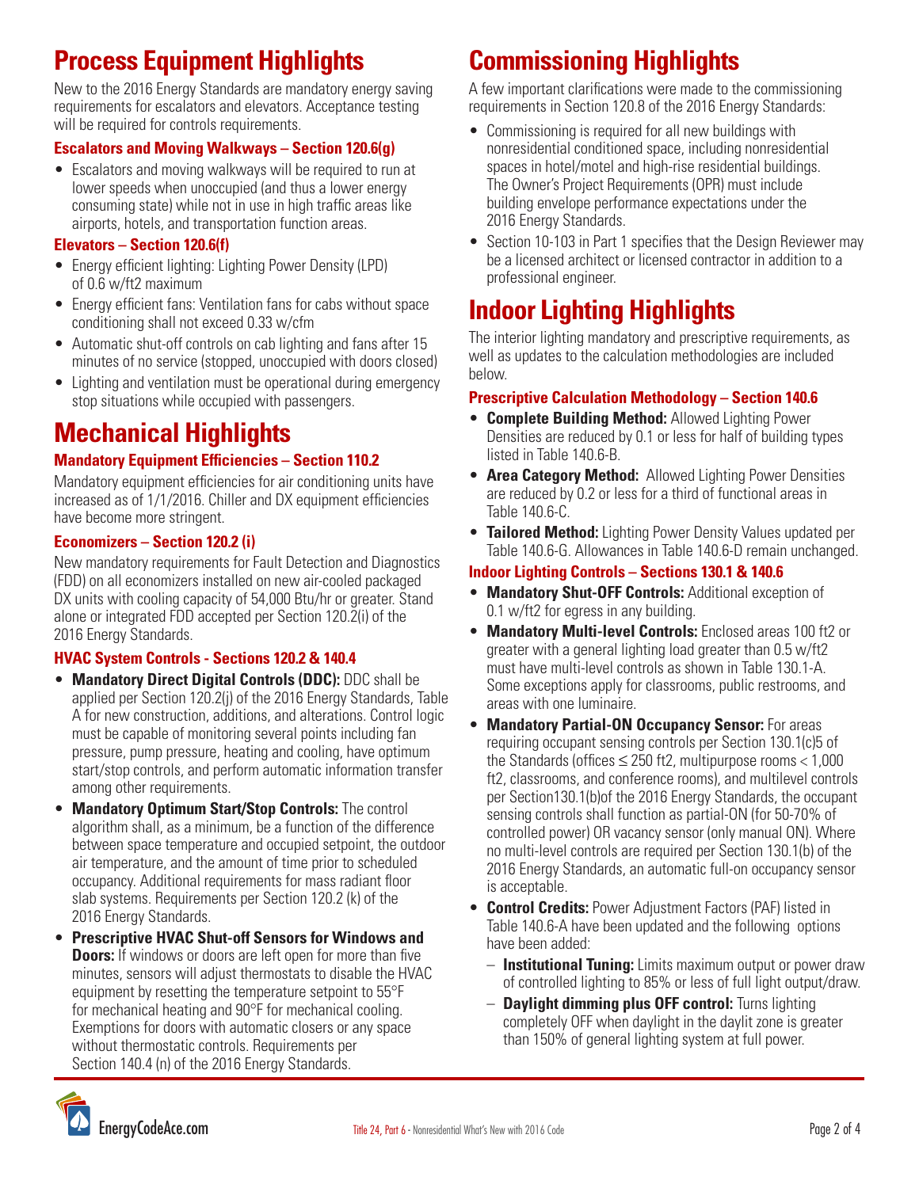# Process Equipment Highlights

New to the 2016 Energy Standards are mandatory energy saving requirements for escalators and elevators. Acceptance testing will be required for controls requirements.

### Escalators and Moving Walkways – Section 120.6(g)

- Escalators and moving walkways will be required to run at lower speeds when unoccupied (and thus a lower energy consuming state) while not in use in high traffic areas like airports, hotels, and transportation function areas.

### Elevators – Section 120.6(f)

- Energy efficient lighting: Lighting Power Density (LPD) of 0.6 w/ft2 maximum
- Energy efficient fans: Ventilation fans for cabs without space conditioning shall not exceed 0.33 w/cfm
- Automatic shut-off controls on cab lighting and fans after 15 minutes of no service (stopped, unoccupied with doors closed)
- Lighting and ventilation must be operational during emergency stop situations while occupied with passengers.

# Mechanical Highlights

### Mandatory Equipment Efficiencies – Section 110.2

Mandatory equipment efficiencies for air conditioning units have increased as of 1/1/2016. Chiller and DX equipment efficiencies have become more stringent.

### Economizers – Section 120.2 (i)

New mandatory requirements for Fault Detection and Diagnostics (FDD) on all economizers installed on new air-cooled packaged DX units with cooling capacity of 54,000 Btu/hr or greater. Stand alone or integrated FDD accepted per Section 120.2(i) of the 2016 Energy Standards.

### HVAC System Controls - Sections 120.2 & 140.4

- **Mandatory Direct Digital Controls (DDC):** DDC shall be applied per Section 120.2(j) of the 2016 Energy Standards, Table A for new construction, additions, and alterations. Control logic must be capable of monitoring several points including fan pressure, pump pressure, heating and cooling, have optimum start/stop controls, and perform automatic information transfer among other requirements.
- **Mandatory Optimum Start/Stop Controls:** The control algorithm shall, as a minimum, be a function of the difference between space temperature and occupied setpoint, the outdoor air temperature, and the amount of time prior to scheduled occupancy. Additional requirements for mass radiant floor slab systems. Requirements per Section 120.2 (k) of the 2016 Energy Standards.
- **Prescriptive HVAC Shut-off Sensors for Windows and Doors:** If windows or doors are left open for more than five minutes, sensors will adjust thermostats to disable the HVAC equipment by resetting the temperature setpoint to 55°F for mechanical heating and 90°F for mechanical cooling. Exemptions for doors with automatic closers or any space without thermostatic controls. Requirements per Section 140.4 (n) of the 2016 Energy Standards.

# Commissioning Highlights

A few important clarifications were made to the commissioning requirements in Section 120.8 of the 2016 Energy Standards:

- Commissioning is required for all new buildings with nonresidential conditioned space, including nonresidential spaces in hotel/motel and high-rise residential buildings. The Owner's Project Requirements (OPR) must include building envelope performance expectations under the 2016 Energy Standards.
- Section 10-103 in Part 1 specifies that the Design Reviewer may be a licensed architect or licensed contractor in addition to a professional engineer.

# Indoor Lighting Highlights

The interior lighting mandatory and prescriptive requirements, as well as updates to the calculation methodologies are included below.

### Prescriptive Calculation Methodology – Section 140.6

- **Complete Building Method:** Allowed Lighting Power Densities are reduced by 0.1 or less for half of building types listed in Table 140.6-B.
- **Area Category Method:** Allowed Lighting Power Densities are reduced by 0.2 or less for a third of functional areas in Table 140.6-C.
- **Tailored Method:** Lighting Power Density Values updated per Table 140.6-G. Allowances in Table 140.6-D remain unchanged.

### Indoor Lighting Controls – Sections 130.1 & 140.6

- **Mandatory Shut-OFF Controls:** Additional exception of 0.1 w/ft2 for egress in any building.
- **Mandatory Multi-level Controls:** Enclosed areas 100 ft2 or greater with a general lighting load greater than 0.5 w/ft2 must have multi-level controls as shown in Table 130.1-A. Some exceptions apply for classrooms, public restrooms, and areas with one luminaire.
- **Mandatory Partial-ON Occupancy Sensor:** For areas requiring occupant sensing controls per Section 130.1(c)5 of the Standards (offices ≤ 250 ft2, multipurpose rooms < 1,000 ft2, classrooms, and conference rooms), and multilevel controls per Section130.1(b)of the 2016 Energy Standards, the occupant sensing controls shall function as partial-ON (for 50-70% of controlled power) OR vacancy sensor (only manual ON). Where no multi-level controls are required per Section 130.1(b) of the 2016 Energy Standards, an automatic full-on occupancy sensor is acceptable.
- **Control Credits:** Power Adjustment Factors (PAF) listed in Table 140.6-A have been updated and the following options have been added:
  - **Institutional Tuning:** Limits maximum output or power draw of controlled lighting to 85% or less of full light output/draw.
  - **Daylight dimming plus OFF control:** Turns lighting completely OFF when daylight in the daylit zone is greater than 150% of general lighting system at full power.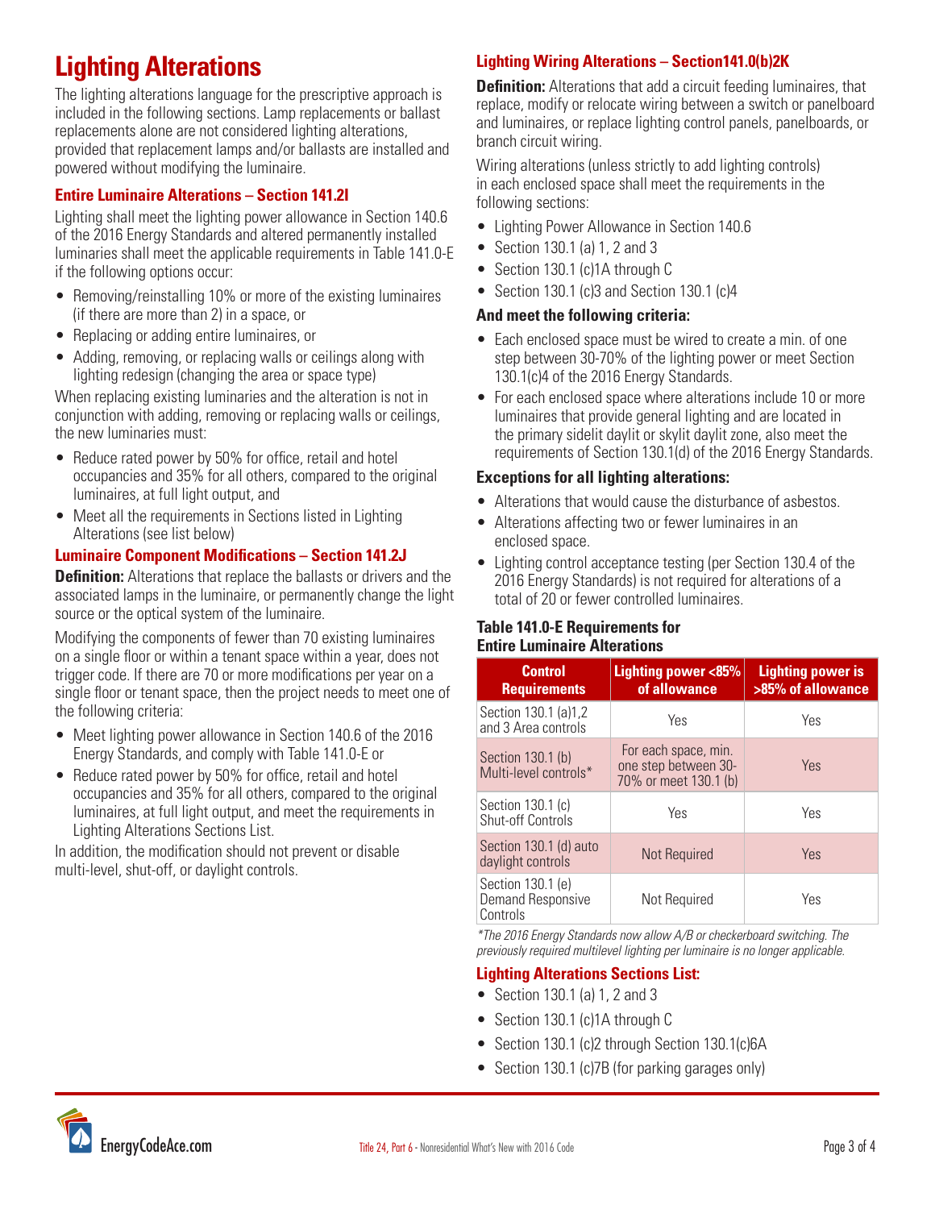# Lighting Alterations

The lighting alterations language for the prescriptive approach is included in the following sections. Lamp replacements or ballast replacements alone are not considered lighting alterations, provided that replacement lamps and/or ballasts are installed and powered without modifying the luminaire.

### Entire Luminaire Alterations – Section 141.2I

Lighting shall meet the lighting power allowance in Section 140.6 of the 2016 Energy Standards and altered permanently installed luminaries shall meet the applicable requirements in Table 141.0-E if the following options occur:

- Removing/reinstalling 10% or more of the existing luminaires (if there are more than 2) in a space, or
- Replacing or adding entire luminaires, or
- Adding, removing, or replacing walls or ceilings along with lighting redesign (changing the area or space type)

When replacing existing luminaries and the alteration is not in conjunction with adding, removing or replacing walls or ceilings, the new luminaries must:

- Reduce rated power by 50% for office, retail and hotel occupancies and 35% for all others, compared to the original luminaires, at full light output, and
- Meet all the requirements in Sections listed in Lighting Alterations (see list below)

### Luminaire Component Modifications – Section 141.2J

**Definition:** Alterations that replace the ballasts or drivers and the associated lamps in the luminaire, or permanently change the light source or the optical system of the luminaire.

Modifying the components of fewer than 70 existing luminaires on a single floor or within a tenant space within a year, does not trigger code. If there are 70 or more modifications per year on a single floor or tenant space, then the project needs to meet one of the following criteria:

- Meet lighting power allowance in Section 140.6 of the 2016 Energy Standards, and comply with Table 141.0-E or
- Reduce rated power by 50% for office, retail and hotel occupancies and 35% for all others, compared to the original luminaires, at full light output, and meet the requirements in Lighting Alterations Sections List.

In addition, the modification should not prevent or disable multi-level, shut-off, or daylight controls.

### Lighting Wiring Alterations – Section141.0(b)2K

**Definition:** Alterations that add a circuit feeding luminaires, that replace, modify or relocate wiring between a switch or panelboard and luminaires, or replace lighting control panels, panelboards, or branch circuit wiring.

Wiring alterations (unless strictly to add lighting controls) in each enclosed space shall meet the requirements in the following sections:

- Lighting Power Allowance in Section 140.6
- Section 130.1 (a) 1, 2 and 3
- Section 130.1 (c)1A through C
- Section 130.1 (c)3 and Section 130.1 (c)4

**And meet the following criteria:**

- Each enclosed space must be wired to create a min. of one step between 30-70% of the lighting power or meet Section 130.1(c)4 of the 2016 Energy Standards.
- For each enclosed space where alterations include 10 or more luminaires that provide general lighting and are located in the primary sidelit daylit or skylit daylit zone, also meet the requirements of Section 130.1(d) of the 2016 Energy Standards.

**Exceptions for all lighting alterations:**

- Alterations that would cause the disturbance of asbestos.
- Alterations affecting two or fewer luminaires in an enclosed space.
- Lighting control acceptance testing (per Section 130.4 of the 2016 Energy Standards) is not required for alterations of a total of 20 or fewer controlled luminaires.

**Table 141.0-E Requirements for Entire Luminaire Alterations**

| Control Requirements | Lighting power <85% of allowance | Lighting power is >85% of allowance |
|---|---|---|
| Section 130.1 (a)1,2 and 3 Area controls | Yes | Yes |
| Section 130.1 (b) Multi-level controls* | For each space, min. one step between 30-70% or meet 130.1 (b) | Yes |
| Section 130.1 (c) Shut-off Controls | Yes | Yes |
| Section 130.1 (d) auto daylight controls | Not Required | Yes |
| Section 130.1 (e) Demand Responsive Controls | Not Required | Yes |

*\*The 2016 Energy Standards now allow A/B or checkerboard switching. The previously required multilevel lighting per luminaire is no longer applicable.*

### Lighting Alterations Sections List:

- Section 130.1 (a) 1, 2 and 3
- Section 130.1 (c)1A through C
- Section 130.1 (c)2 through Section 130.1(c)6A
- Section 130.1 (c)7B (for parking garages only)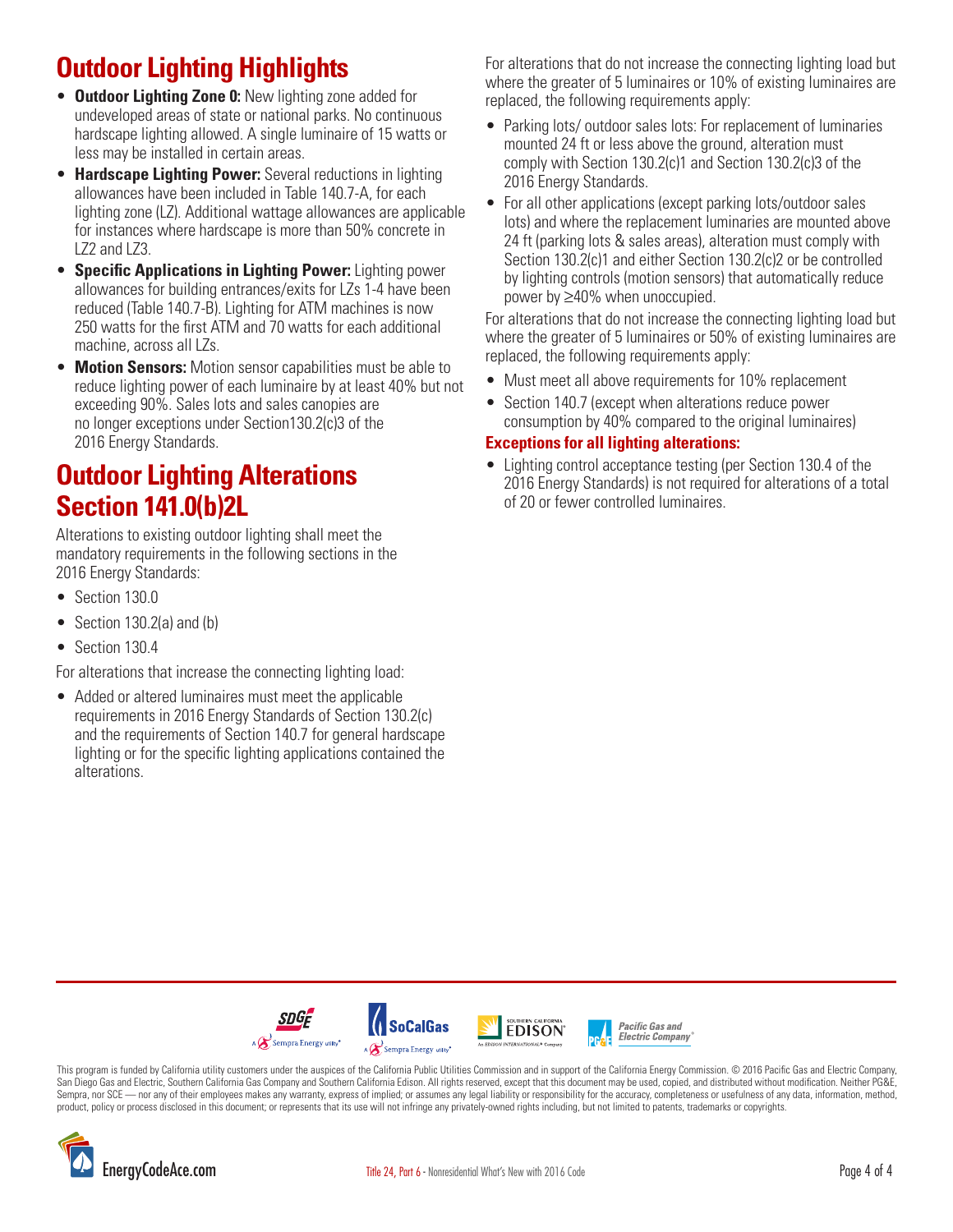## Outdoor Lighting Highlights

- **Outdoor Lighting Zone 0:** New lighting zone added for undeveloped areas of state or national parks. No continuous hardscape lighting allowed. A single luminaire of 15 watts or less may be installed in certain areas.
- **Hardscape Lighting Power:** Several reductions in lighting allowances have been included in Table 140.7-A, for each lighting zone (LZ). Additional wattage allowances are applicable for instances where hardscape is more than 50% concrete in LZ2 and LZ3.
- **Specific Applications in Lighting Power:** Lighting power allowances for building entrances/exits for LZs 1-4 have been reduced (Table 140.7-B). Lighting for ATM machines is now 250 watts for the first ATM and 70 watts for each additional machine, across all LZs.
- **Motion Sensors:** Motion sensor capabilities must be able to reduce lighting power of each luminaire by at least 40% but not exceeding 90%. Sales lots and sales canopies are no longer exceptions under Section130.2(c)3 of the 2016 Energy Standards.

## Outdoor Lighting Alterations Section 141.0(b)2L

Alterations to existing outdoor lighting shall meet the mandatory requirements in the following sections in the 2016 Energy Standards:

- Section 130.0
- Section 130.2(a) and (b)
- Section 130.4

For alterations that increase the connecting lighting load:

- Added or altered luminaires must meet the applicable requirements in 2016 Energy Standards of Section 130.2(c) and the requirements of Section 140.7 for general hardscape lighting or for the specific lighting applications contained the alterations.

For alterations that do not increase the connecting lighting load but where the greater of 5 luminaires or 10% of existing luminaires are replaced, the following requirements apply:

- Parking lots/ outdoor sales lots: For replacement of luminaries mounted 24 ft or less above the ground, alteration must comply with Section 130.2(c)1 and Section 130.2(c)3 of the 2016 Energy Standards.
- For all other applications (except parking lots/outdoor sales lots) and where the replacement luminaries are mounted above 24 ft (parking lots & sales areas), alteration must comply with Section 130.2(c)1 and either Section 130.2(c)2 or be controlled by lighting controls (motion sensors) that automatically reduce power by ≥40% when unoccupied.

For alterations that do not increase the connecting lighting load but where the greater of 5 luminaires or 50% of existing luminaires are replaced, the following requirements apply:

- Must meet all above requirements for 10% replacement
- Section 140.7 (except when alterations reduce power consumption by 40% compared to the original luminaires)

### Exceptions for all lighting alterations:

- Lighting control acceptance testing (per Section 130.4 of the 2016 Energy Standards) is not required for alterations of a total of 20 or fewer controlled luminaires.

This program is funded by California utility customers under the auspices of the California Public Utilities Commission and in support of the California Energy Commission. © 2016 Pacific Gas and Electric Company, San Diego Gas and Electric, Southern California Gas Company and Southern California Edison. All rights reserved, except that this document may be used, copied, and distributed without modification. Neither PG&E, Sempra, nor SCE — nor any of their employees makes any warranty, express of implied; or assumes any legal liability or responsibility for the accuracy, completeness or usefulness of any data, information, method, product, policy or process disclosed in this document; or represents that its use will not infringe any privately-owned rights including, but not limited to patents, trademarks or copyrights.